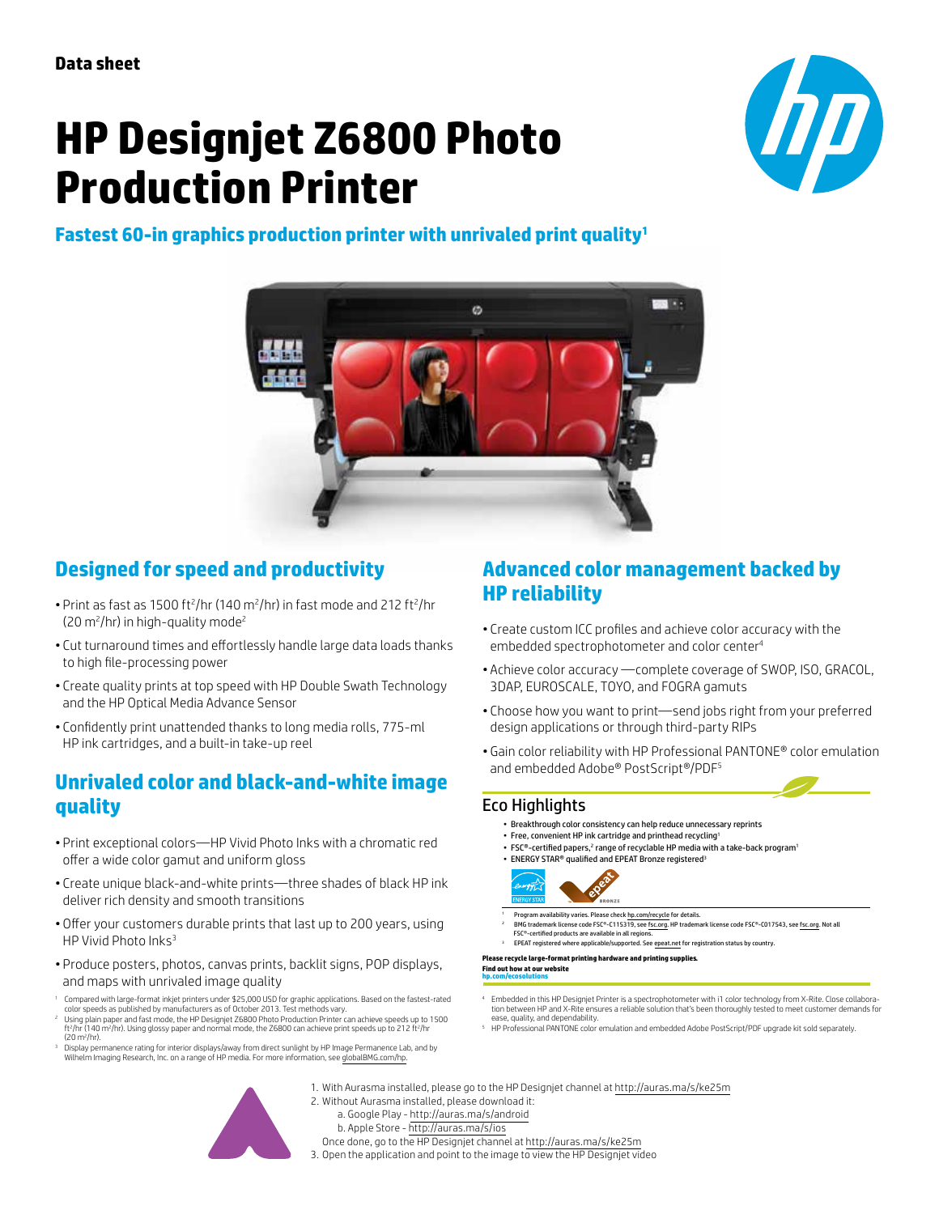Data sheet

# HP Designjet Z6800 Photo Production Printer

**Fastest 60-in graphics production printer with unrivaled print quality[1]**

## Designed for speed and productivity

- Print as fast as 1500 ft²/hr (140 m²/hr) in fast mode and 212 ft²/hr (20 m²/hr) in high-quality mode[2]
- Cut turnaround times and effortlessly handle large data loads thanks to high file-processing power
- Consistently print quality prints at top speed with HP Double Swath Technology and the HP Optical Media Advance Sensor
- Confidently print unattended thanks to long media rolls, 775-ml HP ink cartridges, and a built-in take-up reel

## Unrivaled color and black-and-white image quality

- Print exceptional colors—HP Vivid Photo Inks with a chromatic red offer a wide color gamut and uniform gloss
- Create unique black-and-white prints—three shades of black HP ink deliver rich density and smooth transitions
- Offer your customers durable prints that last up to 200 years, using HP Vivid Photo Inks[3]
- Produce posters, photos, canvas prints, backlit signs, POP displays, and maps with unrivaled image quality

[1] Compared with large-format inkjet printers under $25,000 USD for graphic applications. Based on the fastest-rated color speeds as published by manufacturers as of October 2013. Test methods vary.
[2] Using plain paper and fast mode, the HP Designjet Z6800 Photo Production Printer can achieve speeds up to 1500 ft²/hr (140 m²/hr). Using glossy paper and normal mode, the Z6800 can achieve print speeds up to 212 ft²/hr (20 m²/hr).
[3] Display permanence rating for interior displays/away from direct sunlight by HP Image Permanence Lab, and by Wilhelm Imaging Research, Inc. on a range of HP media. For more information, see globalBMG.com/hp.

## Advanced color management backed by HP reliability

- Create custom ICC profiles and achieve color accuracy with the embedded spectrophotometer and color center[4]
- Achieve color accuracy —complete coverage of SWOP, ISO, GRACOL, 3DAP, EUROSCALE, TOYO, and FOGRA gamuts
- Choose how you want to print—send jobs right from your preferred design applications or through third-party RIPs
- Gain color reliability with HP Professional PANTONE® color emulation and embedded Adobe® PostScript®/PDF[5]

### Eco Highlights

- Breakthrough color consistency can help reduce unnecessary reprints
- Free, convenient HP ink cartridge and printhead recycling[1]
- FSC®-certified papers,[2] range of recyclable HP media with a take-back program[1]
- ENERGY STAR® qualified and EPEAT Bronze registered[3]

[1] Program availability varies. Please check hp.com/recycle for details.
[2] BMG trademark license code FSC®-C115319, see fsc.org. HP trademark license code FSC®-C017543, see fsc.org. Not all FSC®-certified products are available in all regions.
[3] EPEAT registered where applicable/supported. See epeat.net for registration status by country.

**Please recycle large-format printing hardware and printing supplies.**
**Find out how at our website**
**hp.com/ecosolutions**

[4] Embedded in this HP Designjet Printer is a spectrophotometer with i1 color technology from X-Rite. Close collaboration between HP and X-Rite ensures a reliable solution that's been thoroughly tested to meet customer demands for ease, quality, and dependability.
[5] HP Professional PANTONE color emulation and embedded Adobe PostScript/PDF upgrade kit sold separately.

1. With Aurasma installed, please go to the HP Designjet channel at http://auras.ma/s/ke25m
2. Without Aurasma installed, please download it:
   a. Google Play - http://auras.ma/s/android
   b. Apple Store - http://auras.ma/s/ios

   Once done, go to the HP Designjet channel at http://auras.ma/s/ke25m
3. Open the application and point to the image to view the HP Designjet video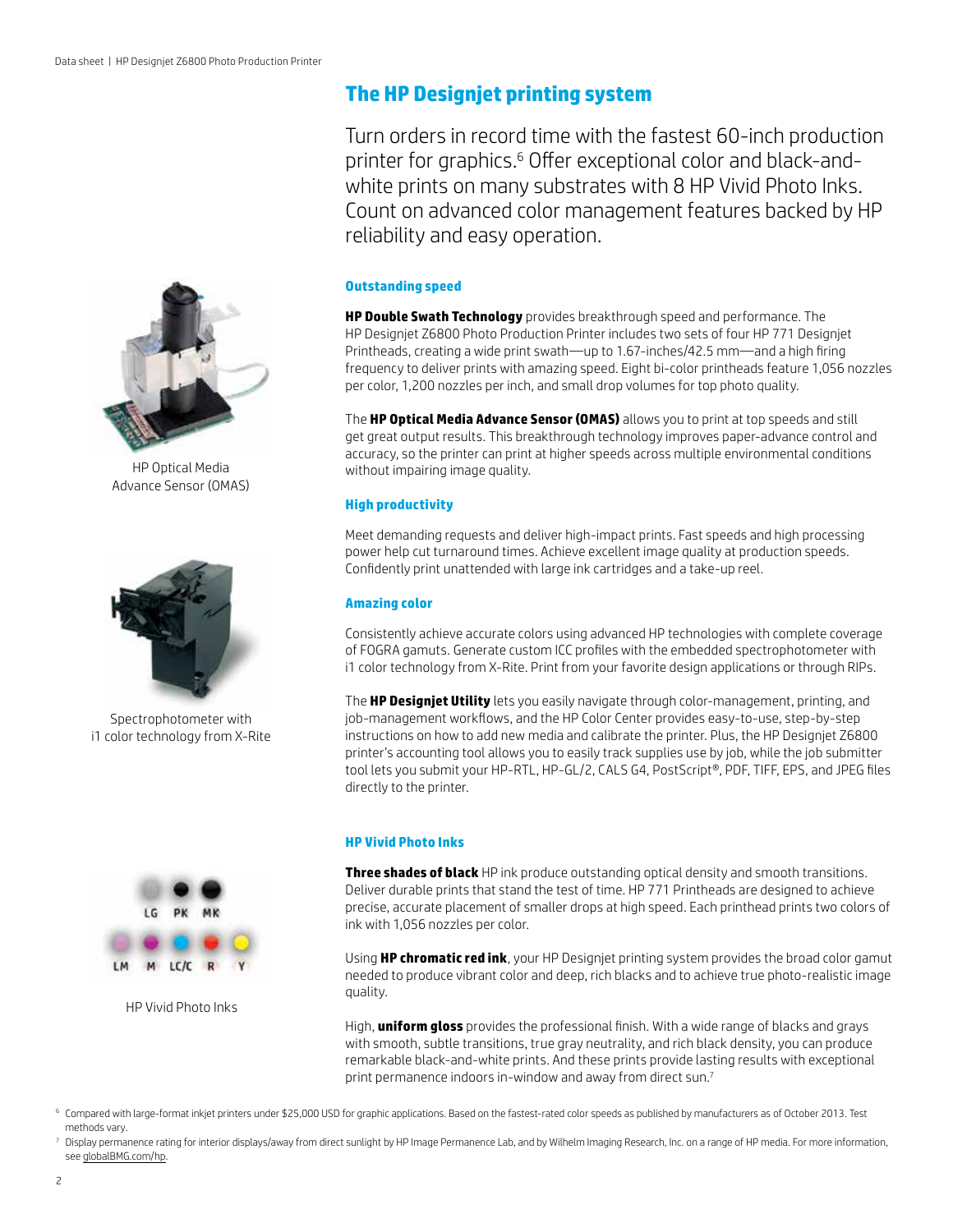## The HP Designjet printing system

Turn orders in record time with the fastest 60-inch production printer for graphics.[6] Offer exceptional color and black-and-white prints on many substrates with 8 HP Vivid Photo Inks. Count on advanced color management features backed by HP reliability and easy operation.

### Outstanding speed

**HP Double Swath Technology** provides breakthrough speed and performance. The HP Designjet Z6800 Photo Production Printer includes two sets of four HP 771 Designjet Printheads, creating a wide print swath—up to 1.67-inches/42.5 mm—and a high firing frequency to deliver prints with amazing speed. Eight bi-color printheads feature 1,056 nozzles per color, 1,200 nozzles per inch, and small drop volumes for top photo quality.

The **HP Optical Media Advance Sensor (OMAS)** allows you to print at top speeds and still get great output results. This breakthrough technology improves paper-advance control and accuracy, so the printer can print at higher speeds across multiple environmental conditions without impairing image quality.

HP Optical Media Advance Sensor (OMAS)

### High productivity

Meet demanding requests and deliver high-impact prints. Fast speeds and high processing power help cut turnaround times. Achieve excellent image quality at production speeds. Confidently print unattended with large ink cartridges and a take-up reel.

### Amazing color

Consistently achieve accurate colors using advanced HP technologies with complete coverage of FOGRA gamuts. Generate custom ICC profiles with the embedded spectrophotometer with i1 color technology from X-Rite. Print from your favorite design applications or through RIPs.

The **HP Designjet Utility** lets you easily navigate through color-management, printing, and job-management workflows, and the HP Color Center provides easy-to-use, step-by-step instructions on how to add new media and calibrate the printer. Plus, the HP Designjet Z6800 printer's accounting tool allows you to easily track supplies use by job, while the job submitter tool lets you submit your HP-RTL, HP-GL/2, CALS G4, PostScript®, PDF, TIFF, EPS, and JPEG files directly to the printer.

Spectrophotometer with i1 color technology from X-Rite

### HP Vivid Photo Inks

**Three shades of black** HP ink produce outstanding optical density and smooth transitions. Deliver durable prints that stand the test of time. HP 771 Printheads are designed to achieve precise, accurate placement of smaller drops at high speed. Each printhead prints two colors of ink with 1,056 nozzles per color.

Using **HP chromatic red ink**, your HP Designjet printing system provides the broad color gamut needed to produce vibrant color and deep, rich blacks and to achieve true photo-realistic image quality.

High, **uniform gloss** provides the professional finish. With a wide range of blacks and grays with smooth, subtle transitions, true gray neutrality, and rich black density, you can produce remarkable black-and-white prints. And these prints provide lasting results with exceptional print permanence indoors in-window and away from direct sun.[7]

LG PK MK
LM M LC/C R Y

HP Vivid Photo Inks

[6] Compared with large-format inkjet printers under $25,000 USD for graphic applications. Based on the fastest-rated color speeds as published by manufacturers as of October 2013. Test methods vary.

[7] Display permanence rating for interior displays/away from direct sunlight by HP Image Permanence Lab, and by Wilhelm Imaging Research, Inc. on a range of HP media. For more information, see globalBMG.com/hp.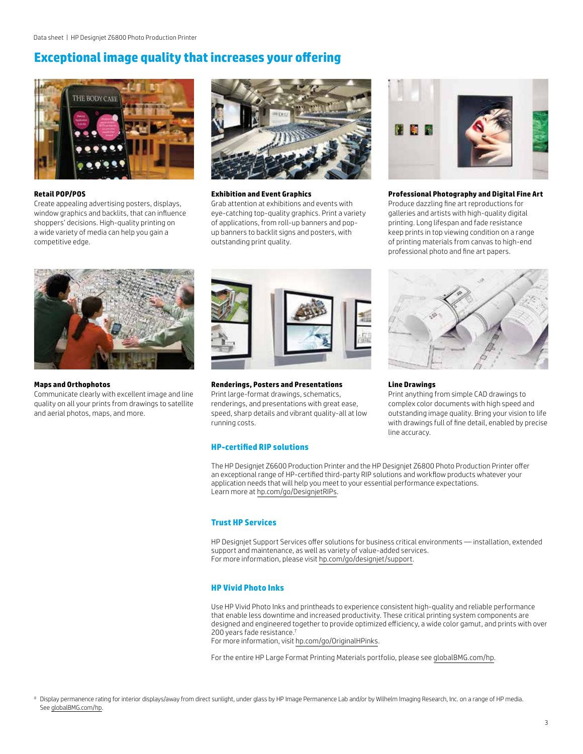## Exceptional image quality that increases your offering

**Retail POP/POS**
Create appealing advertising posters, displays, window graphics and backlits, that can influence shoppers' decisions. High-quality printing on a wide variety of media can help you gain a competitive edge.

**Exhibition and Event Graphics**
Grab attention at exhibitions and events with eye-catching top-quality graphics. Print a variety of applications, from roll-up banners and pop-up banners to backlit signs and posters, with outstanding print quality.

**Professional Photography and Digital Fine Art**
Produce dazzling fine art reproductions for galleries and artists with high-quality digital printing. Long lifespan and fade resistance keep prints in top viewing condition on a range of printing materials from canvas to high-end professional photo and fine art papers.

**Maps and Orthophotos**
Communicate clearly with excellent image and line quality on all your prints from drawings to satellite and aerial photos, maps, and more.

**Renderings, Posters and Presentations**
Print large-format drawings, schematics, renderings, and presentations with great ease, speed, sharp details and vibrant quality-all at low running costs.

**Line Drawings**
Print anything from simple CAD drawings to complex color documents with high speed and outstanding image quality. Bring your vision to life with drawings full of fine detail, enabled by precise line accuracy.

### HP-certified RIP solutions

The HP Designjet Z6600 Production Printer and the HP Designjet Z6800 Photo Production Printer offer an exceptional range of HP-certified third-party RIP solutions and workflow products whatever your application needs that will help you meet to your essential performance expectations.
Learn more at hp.com/go/DesignjetRIPs.

### Trust HP Services

HP Designjet Support Services offer solutions for business critical environments — installation, extended support and maintenance, as well as variety of value-added services.
For more information, please visit hp.com/go/designjet/support.

### HP Vivid Photo Inks

Use HP Vivid Photo Inks and printheads to experience consistent high-quality and reliable performance that enable less downtime and increased productivity. These critical printing system components are designed and engineered together to provide optimized efficiency, a wide color gamut, and prints with over 200 years fade resistance.[7]
For more information, visit hp.com/go/OriginalHPinks.

For the entire HP Large Format Printing Materials portfolio, please see globalBMG.com/hp.

[8] Display permanence rating for interior displays/away from direct sunlight, under glass by HP Image Permanence Lab and/or by Wilhelm Imaging Research, Inc. on a range of HP media. See globalBMG.com/hp.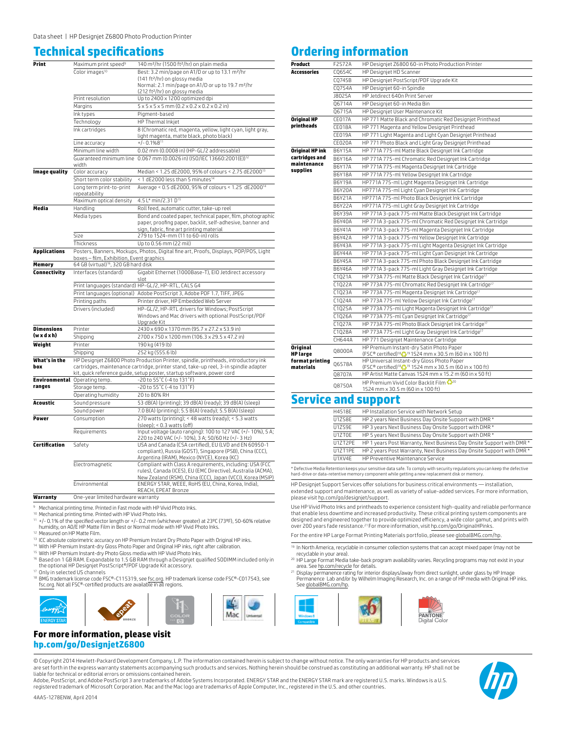## Technical specifications

| | | |
|---|---|---|
| **Print** | Maximum print speed[9] | 140 m²/hr (1500 ft²/hr) on plain media |
| | Color images[10] | Best: 3.2 min/page on A1/D or up to 13.1 m²/hr (141 ft²/hr) on glossy media<br>Normal: 2.1 min/page on A1/D or up to 19.7 m²/hr (212 ft²/hr) on glossy media |
| | Print resolution | Up to 2400 x 1200 optimized dpi |
| | Margins | 5 x 5 x 5 x 5 mm (0.2 x 0.2 x 0.2 x 0.2 in) |
| | Ink types | Pigment-based |
| | Technology | HP Thermal Inkjet |
| | Ink cartridges | 8 (Chromatic red, magenta, yellow, light cyan, light gray, light magenta, matte black, photo black) |
| | Line accuracy | +/- 0.1%[11] |
| | Minimum line width | 0.02 mm (0.0008 in) (HP-GL/2 addressable) |
| | Guaranteed minimum line width | 0.067 mm (0.0026 in) (ISO/IEC 13660:2001(E))[12] |
| **Image quality** | Color accuracy | Median < 1.25 dE2000, 95% of colours < 2.75 dE2000[13] |
| | Short term color stability | < 1 dE2000 less than 5 minutes[14] |
| | Long term print-to-print repeatability | Average < 0.5 dE2000, 95% of colours < 1.25 dE2000[14] |
| | Maximum optical density | 4.5 L* min/2.31 D[15] |
| **Media** | Handling | Roll feed, automatic cutter, take-up reel |
| | Media types | Bond and coated paper, technical paper, film, photographic paper, proofing paper, backlit, self-adhesive, banner and sign, fabric, fine art printing material |
| | Size | 279 to 1524-mm (11 to 60-in) rolls |
| | Thickness | Up to 0.56 mm (22 mil) |
| **Applications** | Posters, Banners, Mockups, Photos, Digital fine art, Proofs, Displays, POP/POS, Light boxes – film, Exhibition, Event graphics | |
| **Memory** | 64 GB (virtual)[16], 320 GB hard disk | |
| **Connectivity** | Interfaces (standard) | Gigabit Ethernet (1000Base-T), EIO Jetdirect accessory slot |
| | Print languages (standard) | HP-GL/2, HP-RTL, CALS G4 |
| | Print languages (optional) | Adobe PostScript 3, Adobe PDF 1.7, TIFF, JPEG |
| | Printing paths | Printer driver, HP Embedded Web Server |
| | Drivers (included) | HP-GL/2, HP-RTL drivers for Windows; PostScript Windows and Mac drivers with optional PostScript/PDF Upgrade Kit |
| **Dimensions (w x d x h)** | Printer | 2430 x 690 x 1370 mm (95.7 x 27.2 x 53.9 in) |
| | Shipping | 2700 x 750 x 1200 mm (106.3 x 29.5 x 47.2 in) |
| **Weight** | Printer | 190 kg (419 lb) |
| | Shipping | 252 kg (555.6 lb) |
| **What's in the box** | HP Designjet Z6800 Photo Production Printer, spindle, printheads, introductory ink cartridges, maintenance cartridge, printer stand, take-up reel, 3-in spindle adapter kit, quick reference guide, setup poster, startup software, power cord | |
| **Environmental ranges** | Operating temp. | -20 to 55°C (-4 to 131°F) |
| | Storage temp. | -20 to 55°C (-4 to 131°F) |
| | Operating humidity | 20 to 80% RH |
| **Acoustic** | Sound pressure | 53 dB(A) (printing); 39 dB(A) (ready); 39 dB(A) (sleep) |
| | Sound power | 7.0 B(A) (printing); 5.5 B(A) (ready); 5.5 B(A) (sleep) |
| **Power** | Consumption | 270 watts (printing); < 48 watts (ready); < 5.3 watts (sleep); < 0.3 watts (off) |
| | Requirements | Input voltage (auto ranging): 100 to 127 VAC (+/- 10%), 5 A; 220 to 240 VAC (+/- 10%), 3 A; 50/60 Hz (+/- 3 Hz) |
| **Certification** | Safety | USA and Canada (CSA certified), EU (LVD and EN 60950-1 compliant), Russia (GOST), Singapore (PSB), China (CCC), Argentina (IRAM), Mexico (NYCE), Korea (KC) |
| | Electromagnetic | Compliant with Class A requirements, including: USA (FCC rules), Canada (ICES), EU (EMC Directive), Australia (ACMA), New Zealand (RSM), China (CCC), Japan (VCCI), Korea (MSIP) |
| | Environmental | ENERGY STAR, WEEE, RoHS (EU, China, Korea, India), REACH, EPEAT Bronze |
| **Warranty** | One-year limited hardware warranty | |

[9] Mechanical printing time. Printed in Fast mode with HP Vivid Photo Inks.
[10] Mechanical printing time. Printed with HP Vivid Photo Inks.
[11] +/- 0.1% of the specified vector length or +/- 0.2 mm (whichever greater) at 23ºC (73ºF), 50-60% relative humidity, on A0/E HP Matte Film in Best or Normal mode with HP Vivid Photo Inks.
[12] Measured on HP Matte Film.
[13] ICC absolute colorimetric accuracy on HP Premium Instant Dry Photo Paper with Original HP inks.
[14] With HP Premium Instant-dry Gloss Photo Paper and Original HP inks, right after calibration.
[15] With HP Premium Instant-dry Photo Gloss media with HP Vivid Photo Inks.
[16] Based on 1 GB RAM. Expandable to 1.5 GB RAM through a Designjet qualified SODIMM included only in the optional HP Designjet PostScript®/PDF Upgrade Kit accessory.
[17] Only in selected US channels
[18] BMG trademark license code FSC®-C115319, see fsc.org. HP trademark license code FSC®-C017543, see fsc.org. Not all FSC®-certified products are available in all regions.

## Ordering information

| | | |
|---|---|---|
| **Product** | F2S72A | HP Designjet Z6800 60-in Photo Production Printer |
| **Accessories** | CQ654C | HP Designjet HD Scanner |
| | CQ745B | HP Designjet PostScript/PDF Upgrade Kit |
| | CQ754A | HP Designjet 60-in Spindle |
| | J8025A | HP Jetdirect 640n Print Server |
| | Q6714A | HP Designjet 60-in Media Bin |
| | Q6715A | HP Designjet User Maintenance Kit |
| **Original HP printheads** | CE017A | HP 771 Matte Black and Chromatic Red Designjet Printhead |
| | CE018A | HP 771 Magenta and Yellow Designjet Printhead |
| | CE019A | HP 771 Light Magenta and Light Cyan Designjet Printhead |
| | CE020A | HP 771 Photo Black and Light Gray Designjet Printhead |
| **Original HP ink cartridges and maintenance supplies** | B6Y15A | HP 771A 775-ml Matte Black Designjet Ink Cartridge |
| | B6Y16A | HP 771A 775-ml Chromatic Red Designjet Ink Cartridge |
| | B6Y17A | HP 771A 775-ml Magenta Designjet Ink Cartridge |
| | B6Y18A | HP 771A 775-ml Yellow Designjet Ink Cartridge |
| | B6Y19A | HP771A 775-ml Light Magenta Designjet Ink Cartridge |
| | B6Y20A | HP771A 775-ml Light Cyan Designjet Ink Cartridge |
| | B6Y21A | HP771A 775-ml Photo Black Designjet Ink Cartridge |
| | B6Y22A | HP771A 775-ml Light Gray Designjet Ink Cartridge |
| | B6Y39A | HP 771A 3-pack 775-ml Matte Black Designjet Ink Cartridge |
| | B6Y40A | HP 771A 3-pack 775-ml Chromatic Red Designjet Ink Cartridge |
| | B6Y41A | HP 771A 3-pack 775-ml Magenta Designjet Ink Cartridge |
| | B6Y42A | HP 771A 3-pack 775-ml Yellow Designjet Ink Cartridge |
| | B6Y43A | HP 771A 3-pack 775-ml Light Magenta Designjet Ink Cartridge |
| | B6Y44A | HP 771A 3-pack 775-ml Light Cyan Designjet Ink Cartridge |
| | B6Y45A | HP 771A 3-pack 775-ml Photo Black Designjet Ink Cartridge |
| | B6Y46A | HP 771A 3-pack 775-ml Light Gray Designjet Ink Cartridge |
| | C1Q21A | HP 773A 775-ml Matte Black Designjet Ink Cartridge[17] |
| | C1Q22A | HP 773A 775-ml Chromatic Red Designjet Ink Cartridge[17] |
| | C1Q23A | HP 773A 775-ml Magenta Designjet Ink Cartridge[17] |
| | C1Q24A | HP 773A 775-ml Yellow Designjet Ink Cartridge[17] |
| | C1Q25A | HP 773A 775-ml Light Magenta Designjet Ink Cartridge[17] |
| | C1Q26A | HP 773A 775-ml Cyan Designjet Ink Cartridge[17] |
| | C1Q27A | HP 773A 775-ml Photo Black Designjet Ink Cartridge[17] |
| | C1Q28A | HP 773A 775-ml Light Gray Designjet Ink Cartridge[17] |
| | CH644A | HP 771 Designjet Maintenance Cartridge |
| **Original HP large format printing materials** | Q8000A | HP Premium Instant-dry Satin Photo Paper (FSC® certified)[18,19] 1524 mm x 30.5 m (60 in x 100 ft) |
| | Q6578A | HP Universal Instant-dry Gloss Photo Paper (FSC® certified)[18,19] 1524 mm x 30.5 m (60 in x 100 ft) |
| | Q8707A | HP Artist Matte Canvas 1524 mm x 15.2 m (60 in x 50 ft) |
| | Q8750A | HP Premium Vivid Color Backlit Film[20] 1524 mm x 30.5 m (60 in x 100 ft) |

## Service and support

| | |
|---|---|
| H4518E | HP Installation Service with Network Setup |
| U1ZS8E | HP 2 years Next Business Day Onsite Support with DMR * |
| U1ZS9E | HP 3 years Next Business Day Onsite Support with DMR * |
| U1ZT0E | HP 5 years Next Business Day Onsite Support with DMR * |
| U1ZT2PE | HP 1 years Post Warranty, Next Business Day Onsite Support with DMR * |
| U1ZT1PE | HP 2 years Post Warranty, Next Business Day Onsite Support with DMR * |
| U1XV4E | HP Preventive Maintenance Service |

* Defective Media Retention keeps your sensitive data safe. To comply with security regulations you can keep the defective hard-drive or data-retentive memory component while getting a new replacement disk or memory.

HP Designjet Support Services offer solutions for business critical environments — installation, extended support and maintenance, as well as variety of value-added services. For more information, please visit hp.com/go/designjet/support.

Use HP Vivid Photo Inks and printheads to experience consistent high-quality and reliable performance that enable less downtime and increased productivity. These critical printing system components are designed and engineered together to provide optimized efficiency, a wide color gamut, and prints with over 200 years fade resistance.[21] For more information, visit hp.com/go/OriginalHPinks.

For the entire HP Large Format Printing Materials portfolio, please see globalBMG.com/hp.

[19] In North America, recyclable in consumer collection systems that can accept mixed paper (may not be recycled in your area).
[20] HP Large Format Media take-back program availability varies. Recycling programs may not exist in your area. See hp.com/recycle for details.
[21] Display permanence rating for interior displays/away from direct sunlight, under glass by HP Image Permanence Lab and/or by Wilhelm Imaging Research, Inc. on a range of HP media with Original HP inks. See globalBMG.com/hp.

## For more information, please visit hp.com/go/DesignjetZ6800

© Copyright 2014 Hewlett-Packard Development Company, L.P. The information contained herein is subject to change without notice. The only warranties for HP products and services are set forth in the express warranty statements accompanying such products and services. Nothing herein should be construed as constituting an additional warranty. HP shall not be liable for technical or editorial errors or omissions contained herein.
Adobe, PostScript, and Adobe PostScript 3 are trademarks of Adobe Systems Incorporated. ENERGY STAR and the ENERGY STAR mark are registered U.S. marks. Windows is a U.S. registered trademark of Microsoft Corporation. Mac and the Mac logo are trademarks of Apple Computer, Inc., registered in the U.S. and other countries.

4AA5-1278ENW, April 2014